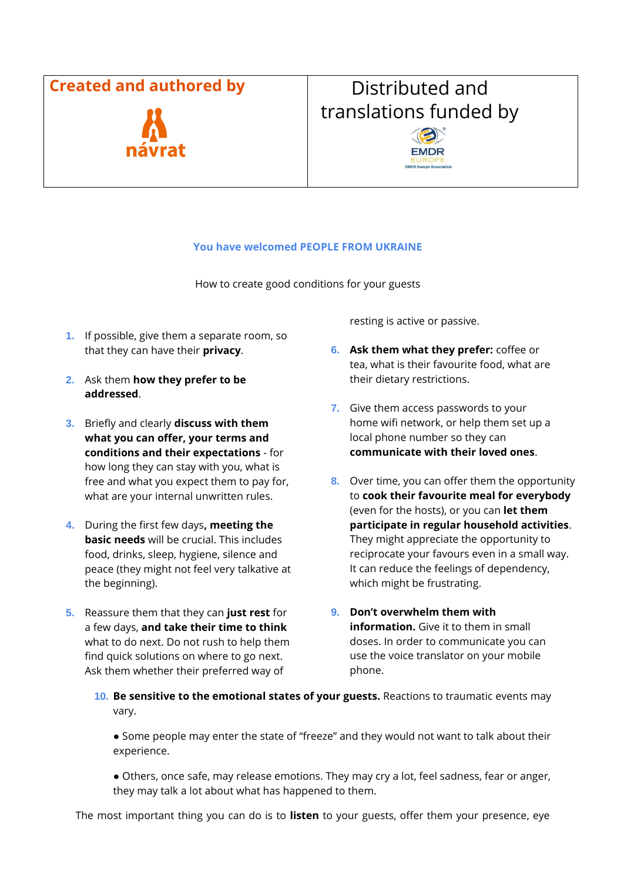| Created and authored by | Distributed and translations funded by |
| --- | --- |
| návrat | EMDR EUROPE<br>EMDR Europe Association |

## You have welcomed PEOPLE FROM UKRAINE

How to create good conditions for your guests

1. If possible, give them a separate room, so that they can have their **privacy**.

2. Ask them **how they prefer to be addressed**.

3. Briefly and clearly **discuss with them what you can offer, your terms and conditions and their expectations** - for how long they can stay with you, what is free and what you expect them to pay for, what are your internal unwritten rules.

4. During the first few days**, meeting the basic needs** will be crucial. This includes food, drinks, sleep, hygiene, silence and peace (they might not feel very talkative at the beginning).

5. Reassure them that they can **just rest** for a few days, **and take their time to think** what to do next. Do not rush to help them find quick solutions on where to go next. Ask them whether their preferred way of resting is active or passive.

6. **Ask them what they prefer:** coffee or tea, what is their favourite food, what are their dietary restrictions.

7. Give them access passwords to your home wifi network, or help them set up a local phone number so they can **communicate with their loved ones**.

8. Over time, you can offer them the opportunity to **cook their favourite meal for everybody** (even for the hosts), or you can **let them participate in regular household activities**. They might appreciate the opportunity to reciprocate your favours even in a small way. It can reduce the feelings of dependency, which might be frustrating.

9. **Don't overwhelm them with information.** Give it to them in small doses. In order to communicate you can use the voice translator on your mobile phone.

10. **Be sensitive to the emotional states of your guests.** Reactions to traumatic events may vary.

    ● Some people may enter the state of "freeze" and they would not want to talk about their experience.

    ● Others, once safe, may release emotions. They may cry a lot, feel sadness, fear or anger, they may talk a lot about what has happened to them.

The most important thing you can do is to **listen** to your guests, offer them your presence, eye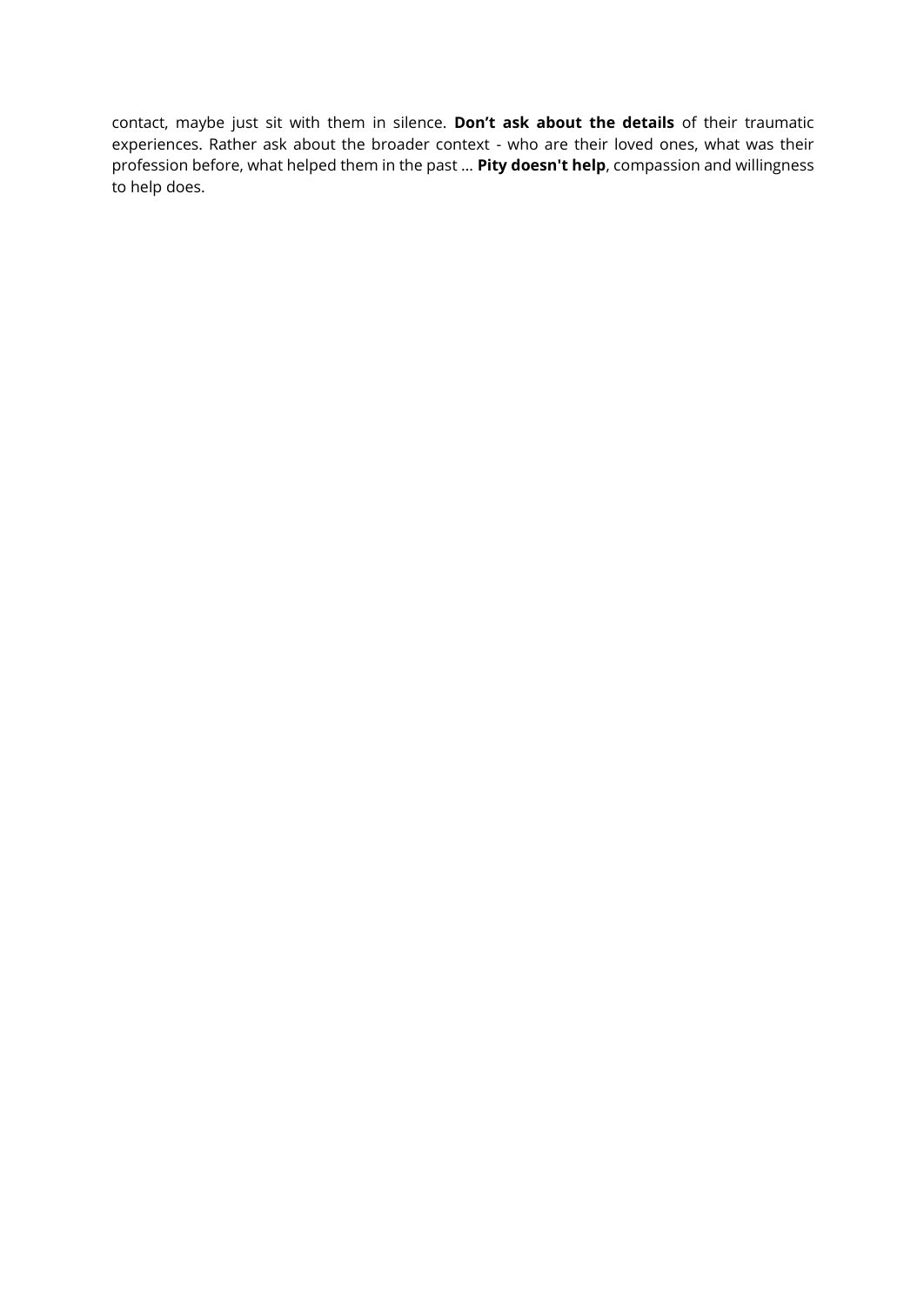contact, maybe just sit with them in silence. **Don’t ask about the details** of their traumatic experiences. Rather ask about the broader context - who are their loved ones, what was their profession before, what helped them in the past … **Pity doesn't help**, compassion and willingness to help does.